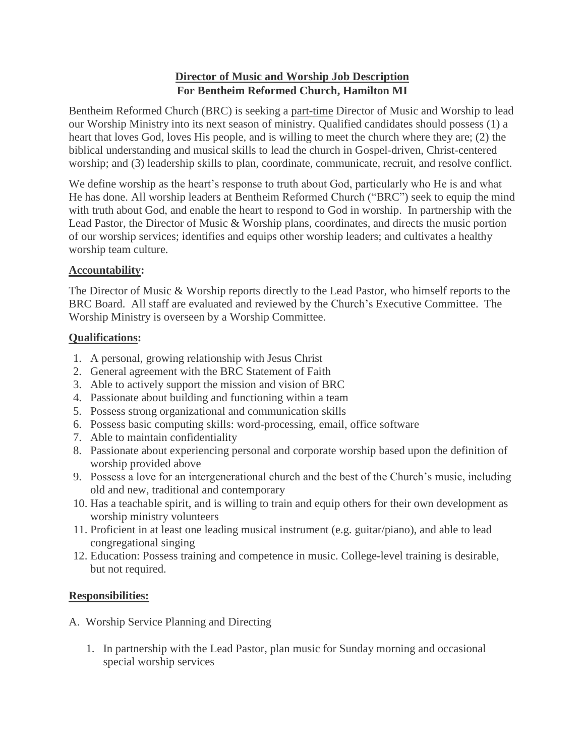**Director of Music and Worship Job Description**
**For Bentheim Reformed Church, Hamilton MI**

Bentheim Reformed Church (BRC) is seeking a part-time Director of Music and Worship to lead our Worship Ministry into its next season of ministry. Qualified candidates should possess (1) a heart that loves God, loves His people, and is willing to meet the church where they are; (2) the biblical understanding and musical skills to lead the church in Gospel-driven, Christ-centered worship; and (3) leadership skills to plan, coordinate, communicate, recruit, and resolve conflict.

We define worship as the heart's response to truth about God, particularly who He is and what He has done. All worship leaders at Bentheim Reformed Church ("BRC") seek to equip the mind with truth about God, and enable the heart to respond to God in worship. In partnership with the Lead Pastor, the Director of Music & Worship plans, coordinates, and directs the music portion of our worship services; identifies and equips other worship leaders; and cultivates a healthy worship team culture.

**Accountability:**

The Director of Music & Worship reports directly to the Lead Pastor, who himself reports to the BRC Board. All staff are evaluated and reviewed by the Church's Executive Committee. The Worship Ministry is overseen by a Worship Committee.

**Qualifications:**

1. A personal, growing relationship with Jesus Christ
2. General agreement with the BRC Statement of Faith
3. Able to actively support the mission and vision of BRC
4. Passionate about building and functioning within a team
5. Possess strong organizational and communication skills
6. Possess basic computing skills: word-processing, email, office software
7. Able to maintain confidentiality
8. Passionate about experiencing personal and corporate worship based upon the definition of worship provided above
9. Possess a love for an intergenerational church and the best of the Church's music, including old and new, traditional and contemporary
10. Has a teachable spirit, and is willing to train and equip others for their own development as worship ministry volunteers
11. Proficient in at least one leading musical instrument (e.g. guitar/piano), and able to lead congregational singing
12. Education: Possess training and competence in music. College-level training is desirable, but not required.

**Responsibilities:**

A. Worship Service Planning and Directing

1. In partnership with the Lead Pastor, plan music for Sunday morning and occasional special worship services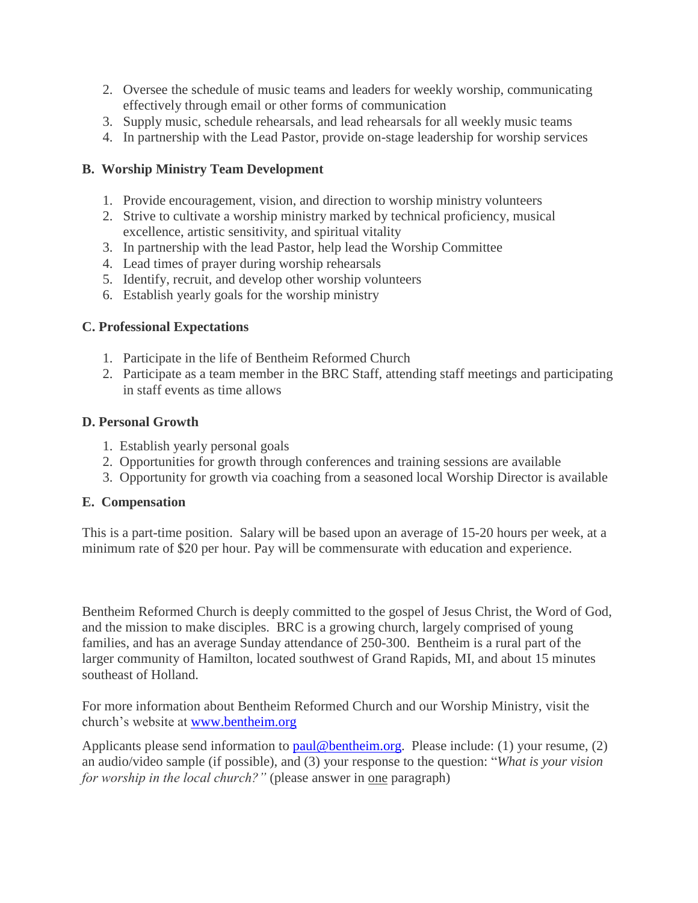2. Oversee the schedule of music teams and leaders for weekly worship, communicating effectively through email or other forms of communication
3. Supply music, schedule rehearsals, and lead rehearsals for all weekly music teams
4. In partnership with the Lead Pastor, provide on-stage leadership for worship services

**B. Worship Ministry Team Development**

1. Provide encouragement, vision, and direction to worship ministry volunteers
2. Strive to cultivate a worship ministry marked by technical proficiency, musical excellence, artistic sensitivity, and spiritual vitality
3. In partnership with the lead Pastor, help lead the Worship Committee
4. Lead times of prayer during worship rehearsals
5. Identify, recruit, and develop other worship volunteers
6. Establish yearly goals for the worship ministry

**C. Professional Expectations**

1. Participate in the life of Bentheim Reformed Church
2. Participate as a team member in the BRC Staff, attending staff meetings and participating in staff events as time allows

**D. Personal Growth**

1. Establish yearly personal goals
2. Opportunities for growth through conferences and training sessions are available
3. Opportunity for growth via coaching from a seasoned local Worship Director is available

**E. Compensation**

This is a part-time position. Salary will be based upon an average of 15-20 hours per week, at a minimum rate of $20 per hour. Pay will be commensurate with education and experience.

Bentheim Reformed Church is deeply committed to the gospel of Jesus Christ, the Word of God, and the mission to make disciples. BRC is a growing church, largely comprised of young families, and has an average Sunday attendance of 250-300. Bentheim is a rural part of the larger community of Hamilton, located southwest of Grand Rapids, MI, and about 15 minutes southeast of Holland.

For more information about Bentheim Reformed Church and our Worship Ministry, visit the church's website at [www.bentheim.org](http://www.bentheim.org)

Applicants please send information to [paul@bentheim.org](mailto:paul@bentheim.org). Please include: (1) your resume, (2) an audio/video sample (if possible), and (3) your response to the question: "*What is your vision for worship in the local church?"* (please answer in one paragraph)